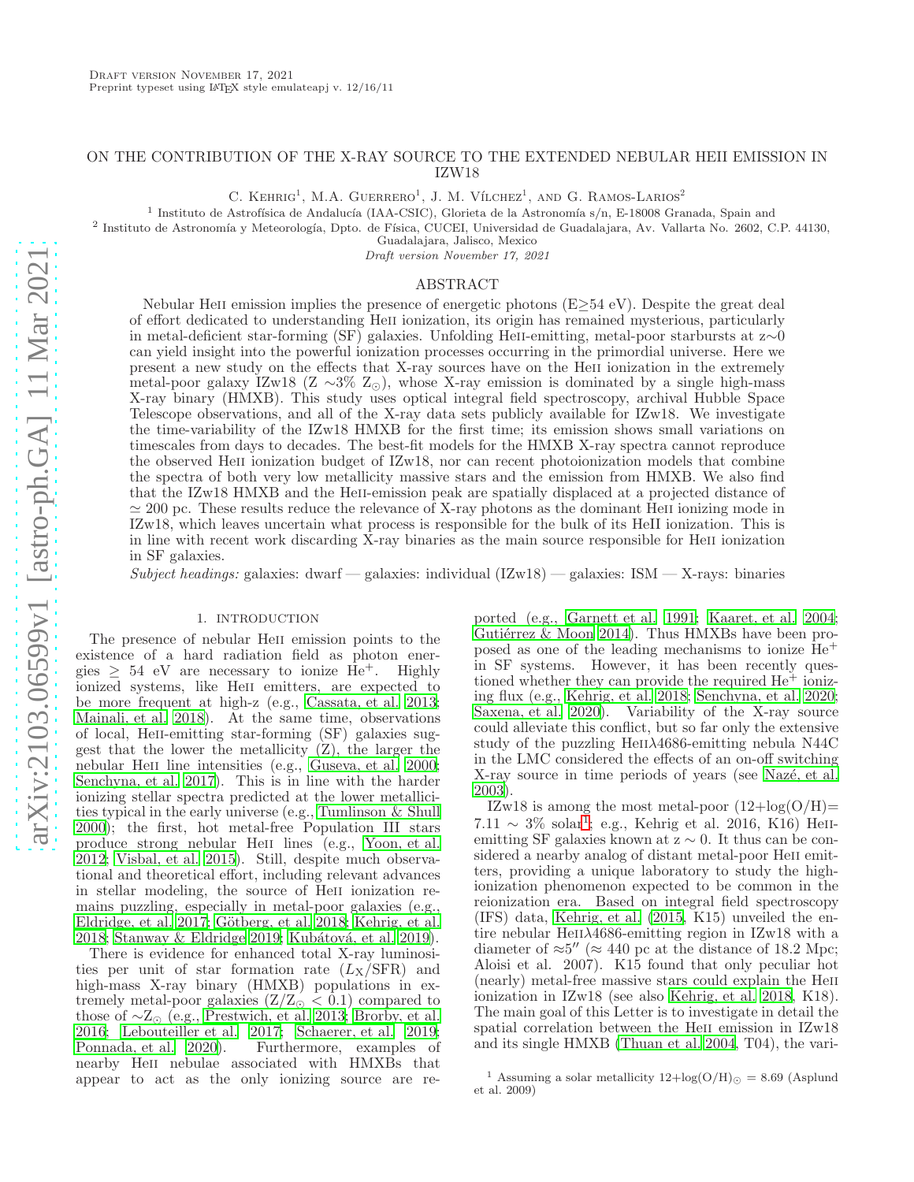# ON THE CONTRIBUTION OF THE X-RAY SOURCE TO THE EXTENDED NEBULAR HEII EMISSION IN IZW18

C. Kehrig[1], M.A. Guerrero[1], J. M. Vílchez[1], and G. Ramos-Larios[2]

[1] Instituto de Astrofísica de Andalucía (IAA-CSIC), Glorieta de la Astronomía s/n, E-18008 Granada, Spain and

[2] Instituto de Astronomía y Meteorología, Dpto. de Física, CUCEI, Universidad de Guadalajara, Av. Vallarta No. 2602, C.P. 44130, Guadalajara, Jalisco, Mexico

*Draft version November 17, 2021*

## ABSTRACT

Nebular HeII emission implies the presence of energetic photons (E≥54 eV). Despite the great deal of effort dedicated to understanding HeII ionization, its origin has remained mysterious, particularly in metal-deficient star-forming (SF) galaxies. Unfolding HeII-emitting, metal-poor starbursts at z∼0 can yield insight into the powerful ionization processes occurring in the primordial universe. Here we present a new study on the effects that X-ray sources have on the HeII ionization in the extremely metal-poor galaxy IZw18 (Z ∼3% $Z_\odot$), whose X-ray emission is dominated by a single high-mass X-ray binary (HMXB). This study uses optical integral field spectroscopy, archival Hubble Space Telescope observations, and all of the X-ray data sets publicly available for IZw18. We investigate the time-variability of the IZw18 HMXB for the first time; its emission shows small variations on timescales from days to decades. The best-fit models for the HMXB X-ray spectra cannot reproduce the observed HeII ionization budget of IZw18, nor can recent photoionization models that combine the spectra of both very low metallicity massive stars and the emission from HMXB. We also find that the IZw18 HMXB and the HeII-emission peak are spatially displaced at a projected distance of ≃ 200 pc. These results reduce the relevance of X-ray photons as the dominant HeII ionizing mode in IZw18, which leaves uncertain what process is responsible for the bulk of its HeII ionization. This is in line with recent work discarding X-ray binaries as the main source responsible for HeII ionization in SF galaxies.

*Subject headings:* galaxies: dwarf — galaxies: individual (IZw18) — galaxies: ISM — X-rays: binaries

## 1. INTRODUCTION

The presence of nebular HeII emission points to the existence of a hard radiation field as photon energies ≥ 54 eV are necessary to ionize $He^+$. Highly ionized systems, like HeII emitters, are expected to be more frequent at high-z (e.g., Cassata, et al. 2013; Mainali, et al. 2018). At the same time, observations of local, HeII-emitting star-forming (SF) galaxies suggest that the lower the metallicity (Z), the larger the nebular HeII line intensities (e.g., Guseva, et al. 2000; Senchyna, et al. 2017). This is in line with the harder ionizing stellar spectra predicted at the lower metallicities typical in the early universe (e.g., Tumlinson & Shull 2000); the first, hot metal-free Population III stars produce strong nebular HeII lines (e.g., Yoon, et al. 2012; Visbal, et al. 2015). Still, despite much observational and theoretical effort, including relevant advances in stellar modeling, the source of HeII ionization remains puzzling, especially in metal-poor galaxies (e.g., Eldridge, et al. 2017; Götberg, et al. 2018; Kehrig, et al. 2018; Stanway & Eldridge 2019; Kubátová, et al. 2019).

There is evidence for enhanced total X-ray luminosities per unit of star formation rate ($L_X$/SFR) and high-mass X-ray binary (HMXB) populations in extremely metal-poor galaxies ($Z/Z_\odot$ < 0.1) compared to those of ∼$Z_\odot$ (e.g., Prestwich, et al. 2013; Brorby, et al. 2016; Lebouteiller et al. 2017; Schaerer, et al. 2019; Ponnada, et al. 2020). Furthermore, examples of nearby HeII nebulae associated with HMXBs that appear to act as the only ionizing source are reported (e.g., Garnett et al. 1991; Kaaret, et al. 2004; Gutiérrez & Moon 2014). Thus HMXBs have been proposed as one of the leading mechanisms to ionize $He^+$ in SF systems. However, it has been recently questioned whether they can provide the required $He^+$ ionizing flux (e.g., Kehrig, et al. 2018; Senchyna, et al. 2020; Saxena, et al. 2020). Variability of the X-ray source could alleviate this conflict, but so far only the extensive study of the puzzling HeIIλ4686-emitting nebula N44C in the LMC considered the effects of an on-off switching X-ray source in time periods of years (see Nazé, et al. 2003).

IZw18 is among the most metal-poor (12+log(O/H)= 7.11 ∼ 3% solar[1]; e.g., Kehrig et al. 2016, K16) HeII-emitting SF galaxies known at z ∼ 0. It thus can be considered a nearby analog of distant metal-poor HeII emitters, providing a unique laboratory to study the high-ionization phenomenon expected to be common in the reionization era. Based on integral field spectroscopy (IFS) data, Kehrig, et al. (2015, K15) unveiled the entire nebular HeIIλ4686-emitting region in IZw18 with a diameter of ≈5″ (≈ 440 pc at the distance of 18.2 Mpc; Aloisi et al. 2007). K15 found that only peculiar hot (nearly) metal-free massive stars could explain the HeII ionization in IZw18 (see also Kehrig, et al. 2018, K18). The main goal of this Letter is to investigate in detail the spatial correlation between the HeII emission in IZw18 and its single HMXB (Thuan et al. 2004, T04), the vari-

[1] Assuming a solar metallicity 12+log(O/H)$_\odot$ = 8.69 (Asplund et al. 2009)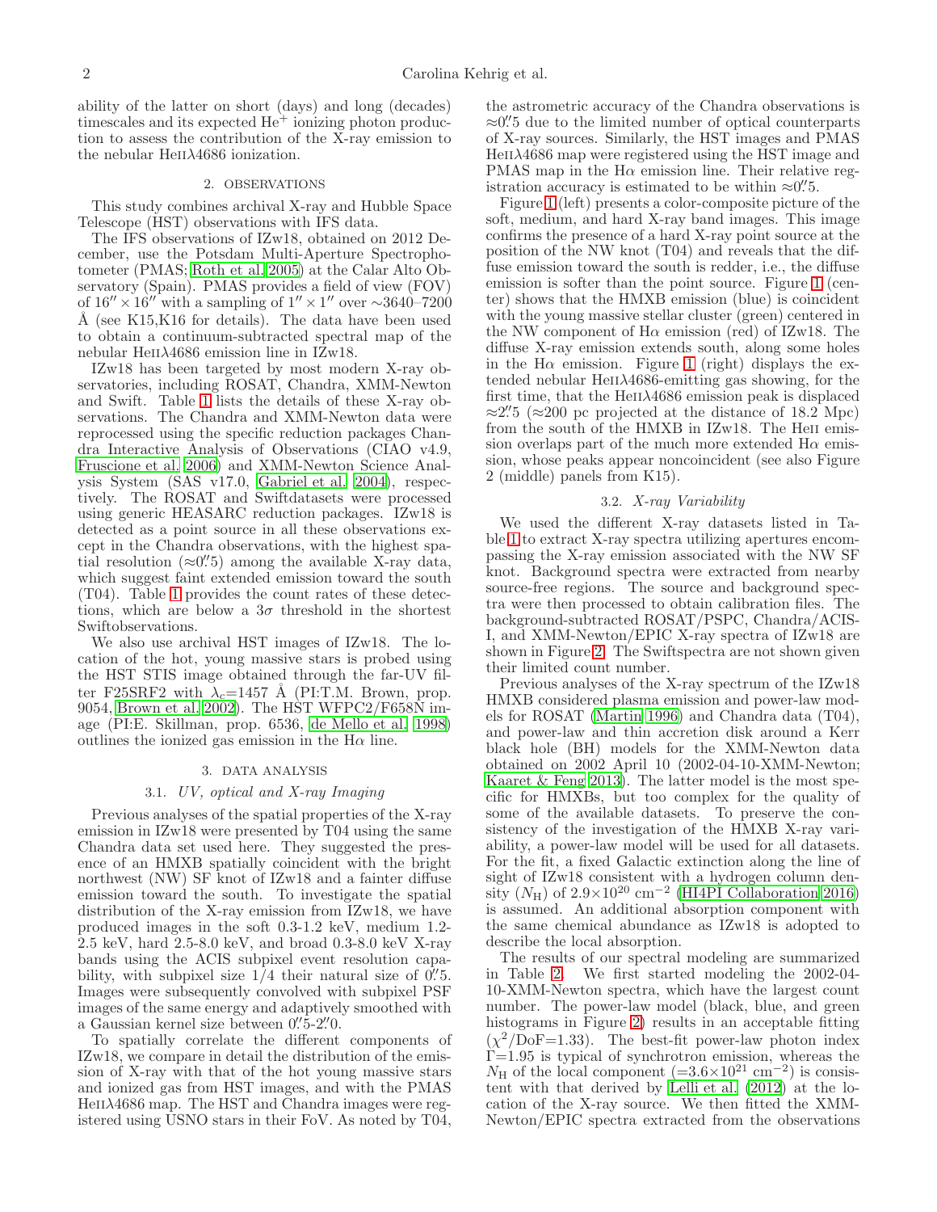ability of the latter on short (days) and long (decades) timescales and its expected $He^+$ ionizing photon production to assess the contribution of the X-ray emission to the nebular HeIIλ4686 ionization.

## 2. OBSERVATIONS

This study combines archival X-ray and Hubble Space Telescope (HST) observations with IFS data.

The IFS observations of IZw18, obtained on 2012 December, use the Potsdam Multi-Aperture Spectrophotometer (PMAS; Roth et al. 2005) at the Calar Alto Observatory (Spain). PMAS provides a field of view (FOV) of $16'' \times 16''$ with a sampling of $1'' \times 1''$ over ∼3640–7200 Å (see K15,K16 for details). The data have been used to obtain a continuum-subtracted spectral map of the nebular HeIIλ4686 emission line in IZw18.

IZw18 has been targeted by most modern X-ray observatories, including ROSAT, Chandra, XMM-Newton and Swift. Table 1 lists the details of these X-ray observations. The Chandra and XMM-Newton data were reprocessed using the specific reduction packages Chandra Interactive Analysis of Observations (CIAO v4.9, Fruscione et al. 2006) and XMM-Newton Science Analysis System (SAS v17.0, Gabriel et al. 2004), respectively. The ROSAT and Swiftdatasets were processed using generic HEASARC reduction packages. IZw18 is detected as a point source in all these observations except in the Chandra observations, with the highest spatial resolution (≈0.″5) among the available X-ray data, which suggest faint extended emission toward the south (T04). Table 1 provides the count rates of these detections, which are below a $3\sigma$ threshold in the shortest Swiftobservations.

We also use archival HST images of IZw18. The location of the hot, young massive stars is probed using the HST STIS image obtained through the far-UV filter F25SRF2 with $\lambda_c$=1457 Å (PI:T.M. Brown, prop. 9054, Brown et al. 2002). The HST WFPC2/F658N image (PI:E. Skillman, prop. 6536, de Mello et al. 1998) outlines the ionized gas emission in the Hα line.

## 3. DATA ANALYSIS

### 3.1. *UV, optical and X-ray Imaging*

Previous analyses of the spatial properties of the X-ray emission in IZw18 were presented by T04 using the same Chandra data set used here. They suggested the presence of an HMXB spatially coincident with the bright northwest (NW) SF knot of IZw18 and a fainter diffuse emission toward the south. To investigate the spatial distribution of the X-ray emission from IZw18, we have produced images in the soft 0.3-1.2 keV, medium 1.2-2.5 keV, hard 2.5-8.0 keV, and broad 0.3-8.0 keV X-ray bands using the ACIS subpixel event resolution capability, with subpixel size 1/4 their natural size of 0.″5. Images were subsequently convolved with subpixel PSF images of the same energy and adaptively smoothed with a Gaussian kernel size between 0.″5-2.″0.

To spatially correlate the different components of IZw18, we compare in detail the distribution of the emission of X-ray with that of the hot young massive stars and ionized gas from HST images, and with the PMAS HeIIλ4686 map. The HST and Chandra images were registered using USNO stars in their FoV. As noted by T04, the astrometric accuracy of the Chandra observations is ≈0.″5 due to the limited number of optical counterparts of X-ray sources. Similarly, the HST images and PMAS HeIIλ4686 map were registered using the HST image and PMAS map in the Hα emission line. Their relative registration accuracy is estimated to be within ≈0.″5.

Figure 1 (left) presents a color-composite picture of the soft, medium, and hard X-ray band images. This image confirms the presence of a hard X-ray point source at the position of the NW knot (T04) and reveals that the diffuse emission toward the south is redder, i.e., the diffuse emission is softer than the point source. Figure 1 (center) shows that the HMXB emission (blue) is coincident with the young massive stellar cluster (green) centered in the NW component of Hα emission (red) of IZw18. The diffuse X-ray emission extends south, along some holes in the Hα emission. Figure 1 (right) displays the extended nebular HeIIλ4686-emitting gas showing, for the first time, that the HeIIλ4686 emission peak is displaced ≈2.″5 (≈200 pc projected at the distance of 18.2 Mpc) from the south of the HMXB in IZw18. The HeII emission overlaps part of the much more extended Hα emission, whose peaks appear noncoincident (see also Figure 2 (middle) panels from K15).

### 3.2. *X-ray Variability*

We used the different X-ray datasets listed in Table 1 to extract X-ray spectra utilizing apertures encompassing the X-ray emission associated with the NW SF knot. Background spectra were extracted from nearby source-free regions. The source and background spectra were then processed to obtain calibration files. The background-subtracted ROSAT/PSPC, Chandra/ACIS-I, and XMM-Newton/EPIC X-ray spectra of IZw18 are shown in Figure 2. The Swiftspectra are not shown given their limited count number.

Previous analyses of the X-ray spectrum of the IZw18 HMXB considered plasma emission and power-law models for ROSAT (Martin 1996) and Chandra data (T04), and power-law and thin accretion disk around a Kerr black hole (BH) models for the XMM-Newton data obtained on 2002 April 10 (2002-04-10-XMM-Newton; Kaaret & Feng 2013). The latter model is the most specific for HMXBs, but too complex for the quality of some of the available datasets. To preserve the consistency of the investigation of the HMXB X-ray variability, a power-law model will be used for all datasets. For the fit, a fixed Galactic extinction along the line of sight of IZw18 consistent with a hydrogen column density ($N_{\rm H}$) of $2.9\times10^{20}$ cm$^{-2}$ (HI4PI Collaboration 2016) is assumed. An additional absorption component with the same chemical abundance as IZw18 is adopted to describe the local absorption.

The results of our spectral modeling are summarized in Table 2. We first started modeling the 2002-04-10-XMM-Newton spectra, which have the largest count number. The power-law model (black, blue, and green histograms in Figure 2) results in an acceptable fitting ($\chi^2$/DoF=1.33). The best-fit power-law photon index $\Gamma$=1.95 is typical of synchrotron emission, whereas the $N_{\rm H}$ of the local component (=$3.6\times10^{21}$ cm$^{-2}$) is consistent with that derived by Lelli et al. (2012) at the location of the X-ray source. We then fitted the XMM-Newton/EPIC spectra extracted from the observations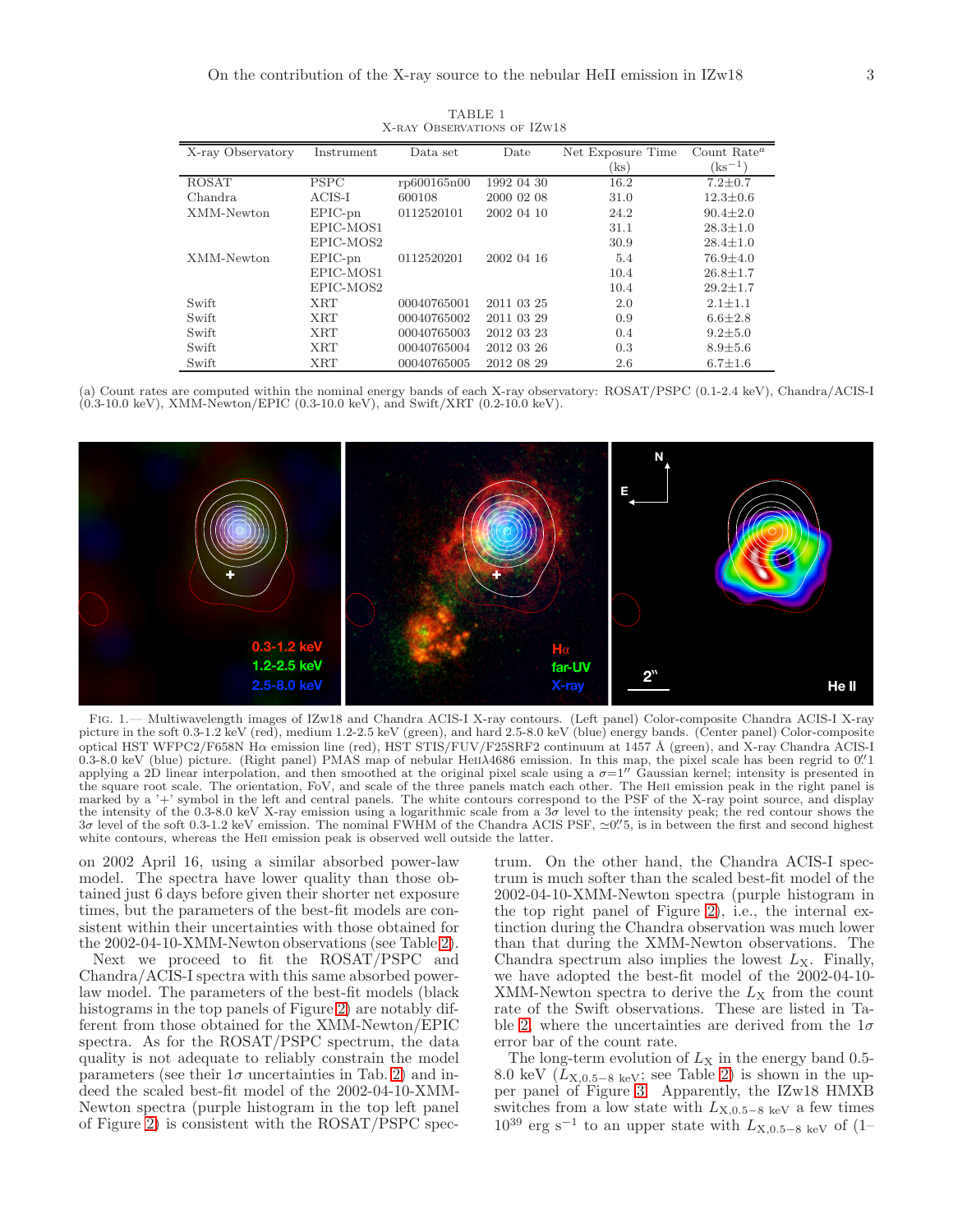TABLE 1
X-ray Observations of IZw18

| X-ray Observatory | Instrument | Data set | Date | Net Exposure Time (ks) | Count Rate[a] (ks$^{-1}$) |
|---|---|---|---|---|---|
| ROSAT | PSPC | rp600165n00 | 1992 04 30 | 16.2 | 7.2±0.7 |
| Chandra | ACIS-I | 600108 | 2000 02 08 | 31.0 | 12.3±0.6 |
| XMM-Newton | EPIC-pn | 0112520101 | 2002 04 10 | 24.2 | 90.4±2.0 |
| | EPIC-MOS1 | | | 31.1 | 28.3±1.0 |
| | EPIC-MOS2 | | | 30.9 | 28.4±1.0 |
| XMM-Newton | EPIC-pn | 0112520201 | 2002 04 16 | 5.4 | 76.9±4.0 |
| | EPIC-MOS1 | | | 10.4 | 26.8±1.7 |
| | EPIC-MOS2 | | | 10.4 | 29.2±1.7 |
| Swift | XRT | 00040765001 | 2011 03 25 | 2.0 | 2.1±1.1 |
| Swift | XRT | 00040765002 | 2011 03 29 | 0.9 | 6.6±2.8 |
| Swift | XRT | 00040765003 | 2012 03 23 | 0.4 | 9.2±5.0 |
| Swift | XRT | 00040765004 | 2012 03 26 | 0.3 | 8.9±5.6 |
| Swift | XRT | 00040765005 | 2012 08 29 | 2.6 | 6.7±1.6 |

(a) Count rates are computed within the nominal energy bands of each X-ray observatory: ROSAT/PSPC (0.1-2.4 keV), Chandra/ACIS-I (0.3-10.0 keV), XMM-Newton/EPIC (0.3-10.0 keV), and Swift/XRT (0.2-10.0 keV).

Fig. 1.— Multiwavelength images of IZw18 and Chandra ACIS-I X-ray contours. (Left panel) Color-composite Chandra ACIS-I X-ray picture in the soft 0.3-1.2 keV (red), medium 1.2-2.5 keV (green), and hard 2.5-8.0 keV (blue) energy bands. (Center panel) Color-composite optical HST WFPC2/F658N Hα emission line (red), HST STIS/FUV/F25SRF2 continuum at 1457 Å (green), and X-ray Chandra ACIS-I 0.3-8.0 keV (blue) picture. (Right panel) PMAS map of nebular HeIIλ4686 emission. In this map, the pixel scale has been regrid to 0.″1 applying a 2D linear interpolation, and then smoothed at the original pixel scale using a $\sigma$=1″ Gaussian kernel; intensity is presented in the square root scale. The orientation, FoV, and scale of the three panels match each other. The HeII emission peak in the right panel is marked by a '+' symbol in the left and central panels. The white contours correspond to the PSF of the X-ray point source, and display the intensity of the 0.3-8.0 keV X-ray emission using a logarithmic scale from a 3$\sigma$ level to the intensity peak; the red contour shows the 3$\sigma$ level of the soft 0.3-1.2 keV emission. The nominal FWHM of the Chandra ACIS PSF, ≃0.″5, is in between the first and second highest white contours, whereas the HeII emission peak is observed well outside the latter.

on 2002 April 16, using a similar absorbed power-law model. The spectra have lower quality than those obtained just 6 days before given their shorter net exposure times, but the parameters of the best-fit models are consistent within their uncertainties with those obtained for the 2002-04-10-XMM-Newton observations (see Table 2).

Next we proceed to fit the ROSAT/PSPC and Chandra/ACIS-I spectra with this same absorbed power-law model. The parameters of the best-fit models (black histograms in the top panels of Figure 2) are notably different from those obtained for the XMM-Newton/EPIC spectra. As for the ROSAT/PSPC spectrum, the data quality is not adequate to reliably constrain the model parameters (see their 1$\sigma$ uncertainties in Tab. 2) and indeed the scaled best-fit model of the 2002-04-10-XMM-Newton spectra (purple histogram in the top left panel of Figure 2) is consistent with the ROSAT/PSPC spectrum. On the other hand, the Chandra ACIS-I spectrum is much softer than the scaled best-fit model of the 2002-04-10-XMM-Newton spectra (purple histogram in the top right panel of Figure 2), i.e., the internal extinction during the Chandra observation was much lower than that during the XMM-Newton observations. The Chandra spectrum also implies the lowest $L_{\rm X}$. Finally, we have adopted the best-fit model of the 2002-04-10-XMM-Newton spectra to derive the $L_{\rm X}$ from the count rate of the Swift observations. These are listed in Table 2, where the uncertainties are derived from the 1$\sigma$ error bar of the count rate.

The long-term evolution of $L_{\rm X}$ in the energy band 0.5-8.0 keV ($L_{{\rm X},0.5-8~{\rm keV}}$; see Table 2) is shown in the upper panel of Figure 3. Apparently, the IZw18 HMXB switches from a low state with $L_{{\rm X},0.5-8~{\rm keV}}$ a few times $10^{39}$ erg s$^{-1}$ to an upper state with $L_{{\rm X},0.5-8~{\rm keV}}$ of (1–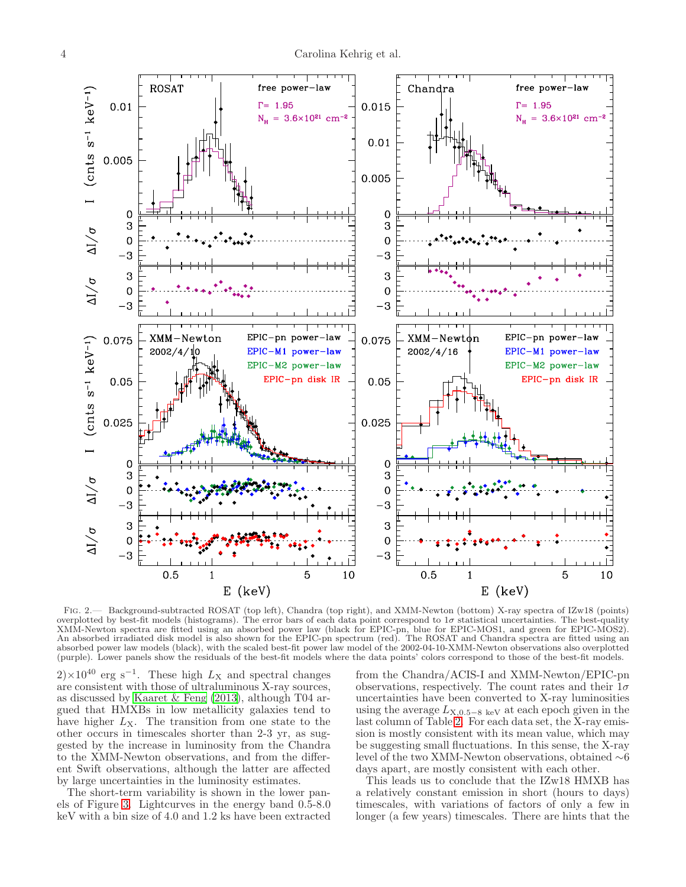FIG. 2.— Background-subtracted ROSAT (top left), Chandra (top right), and XMM-Newton (bottom) X-ray spectra of IZw18 (points) overplotted by best-fit models (histograms). The error bars of each data point correspond to $1\sigma$ statistical uncertainties. The best-quality XMM-Newton spectra are fitted using an absorbed power law (black for EPIC-pn, blue for EPIC-MOS1, and green for EPIC-MOS2). An absorbed irradiated disk model is also shown for the EPIC-pn spectrum (red). The ROSAT and Chandra spectra are fitted using an absorbed power law models (black), with the scaled best-fit power law model of the 2002-04-10-XMM-Newton observations also overplotted (purple). Lower panels show the residuals of the best-fit models where the data points' colors correspond to those of the best-fit models.

2)$\times10^{40}$ erg s$^{-1}$. These high $L_{\rm X}$ and spectral changes are consistent with those of ultraluminous X-ray sources, as discussed by Kaaret & Feng (2013), although T04 argued that HMXBs in low metallicity galaxies tend to have higher $L_{\rm X}$. The transition from one state to the other occurs in timescales shorter than 2-3 yr, as suggested by the increase in luminosity from the Chandra to the XMM-Newton observations, and from the different Swift observations, although the latter are affected by large uncertainties in the luminosity estimates.

The short-term variability is shown in the lower panels of Figure 3. Lightcurves in the energy band 0.5-8.0 keV with a bin size of 4.0 and 1.2 ks have been extracted from the Chandra/ACIS-I and XMM-Newton/EPIC-pn observations, respectively. The count rates and their $1\sigma$ uncertainties have been converted to X-ray luminosities using the average $L_{\rm X,0.5-8~keV}$ at each epoch given in the last column of Table 2. For each data set, the X-ray emission is mostly consistent with its mean value, which may be suggesting small fluctuations. In this sense, the X-ray level of the two XMM-Newton observations, obtained $\sim$6 days apart, are mostly consistent with each other.

This leads us to conclude that the IZw18 HMXB has a relatively constant emission in short (hours to days) timescales, with variations of factors of only a few in longer (a few years) timescales. There are hints that the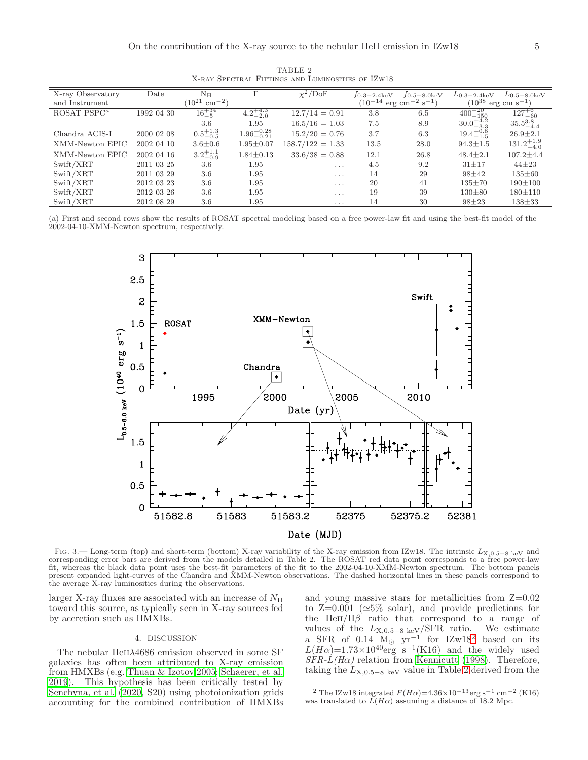TABLE 2

X-RAY SPECTRAL FITTINGS AND LUMINOSITIES OF IZW18

| X-ray Observatory and Instrument | Date | $N_H$ ($10^{21}$ cm$^{-2}$) | $\Gamma$ | $\chi^2$/DoF | $f_{0.3-2.4\mathrm{keV}}$ ($10^{-14}$ erg cm$^{-2}$ s$^{-1}$) | $f_{0.5-8.0\mathrm{keV}}$ | $L_{0.3-2.4\mathrm{keV}}$ ($10^{38}$ erg cm s$^{-1}$) | $L_{0.5-8.0\mathrm{keV}}$ |
|---|---|---|---|---|---|---|---|---|
| ROSAT PSPC[a] | 1992 04 30 | $16^{+34}_{-5}$ | $4.2^{+4.3}_{-2.0}$ | 12.7/14 = 0.91 | 3.8 | 6.5 | $400^{+20}_{-150}$ | $127^{+6}_{-60}$ |
| | | 3.6 | 1.95 | 16.5/16 = 1.03 | 7.5 | 8.9 | $30.0^{+4.2}_{-3.3}$ | $35.5^{3.8}_{-4.4}$ |
| Chandra ACIS-I | 2000 02 08 | $0.5^{+1.3}_{-0.5}$ | $1.96^{+0.28}_{-0.21}$ | 15.2/20 = 0.76 | 3.7 | 6.3 | $19.4^{+0.8}_{-1.5}$ | 26.9±2.1 |
| XMM-Newton EPIC | 2002 04 10 | 3.6±0.6 | 1.95±0.07 | 158.7/122 = 1.33 | 13.5 | 28.0 | 94.3±1.5 | $131.2^{+1.9}_{-4.0}$ |
| XMM-Newton EPIC | 2002 04 16 | $3.2^{+1.1}_{-0.9}$ | 1.84±0.13 | 33.6/38 = 0.88 | 12.1 | 26.8 | 48.4±2.1 | 107.2±4.4 |
| Swift/XRT | 2011 03 25 | 3.6 | 1.95 | ... | 4.5 | 9.2 | 31±17 | 44±23 |
| Swift/XRT | 2011 03 29 | 3.6 | 1.95 | ... | 14 | 29 | 98±42 | 135±60 |
| Swift/XRT | 2012 03 23 | 3.6 | 1.95 | ... | 20 | 41 | 135±70 | 190±100 |
| Swift/XRT | 2012 03 26 | 3.6 | 1.95 | ... | 19 | 39 | 130±80 | 180±110 |
| Swift/XRT | 2012 08 29 | 3.6 | 1.95 | ... | 14 | 30 | 98±23 | 138±33 |

(a) First and second rows show the results of ROSAT spectral modeling based on a free power-law fit and using the best-fit model of the 2002-04-10-XMM-Newton spectrum, respectively.

FIG. 3.— Long-term (top) and short-term (bottom) X-ray variability of the X-ray emission from IZw18. The intrinsic $L_{\mathrm{X},0.5-8\ \mathrm{keV}}$ and corresponding error bars are derived from the models detailed in Table 2. The ROSAT red data point corresponds to a free power-law fit, whereas the black data point uses the best-fit parameters of the fit to the 2002-04-10-XMM-Newton spectrum. The bottom panels present expanded light-curves of the Chandra and XMM-Newton observations. The dashed horizontal lines in these panels correspond to the average X-ray luminosities during the observations.

larger X-ray fluxes are associated with an increase of $N_H$ toward this source, as typically seen in X-ray sources fed by accretion such as HMXBs.

## 4. DISCUSSION

The nebular HeII$\lambda$4686 emission observed in some SF galaxies has often been attributed to X-ray emission from HMXBs (e.g. Thuan & Izotov 2005; Schaerer, et al. 2019). This hypothesis has been critically tested by Senchyna, et al. (2020, S20) using photoionization grids accounting for the combined contribution of HMXBs and young massive stars for metallicities from Z=0.02 to Z=0.001 ($\simeq$5% solar), and provide predictions for the HeII/H$\beta$ ratio that correspond to a range of values of the $L_{\mathrm{X},0.5-8\ \mathrm{keV}}$/SFR ratio. We estimate a SFR of 0.14 M$_\odot$ yr$^{-1}$ for IZw18[2] based on its $L(H\alpha)$=1.73×10$^{40}$erg s$^{-1}$(K16) and the widely used *SFR-L(Hα)* relation from Kennicutt (1998). Therefore, taking the $L_{\mathrm{X},0.5-8\ \mathrm{keV}}$ value in Table 2 derived from the

[2] The IZw18 integrated $F(H\alpha)$=4.36×10$^{-13}$erg s$^{-1}$ cm$^{-2}$ (K16) was translated to $L(H\alpha)$ assuming a distance of 18.2 Mpc.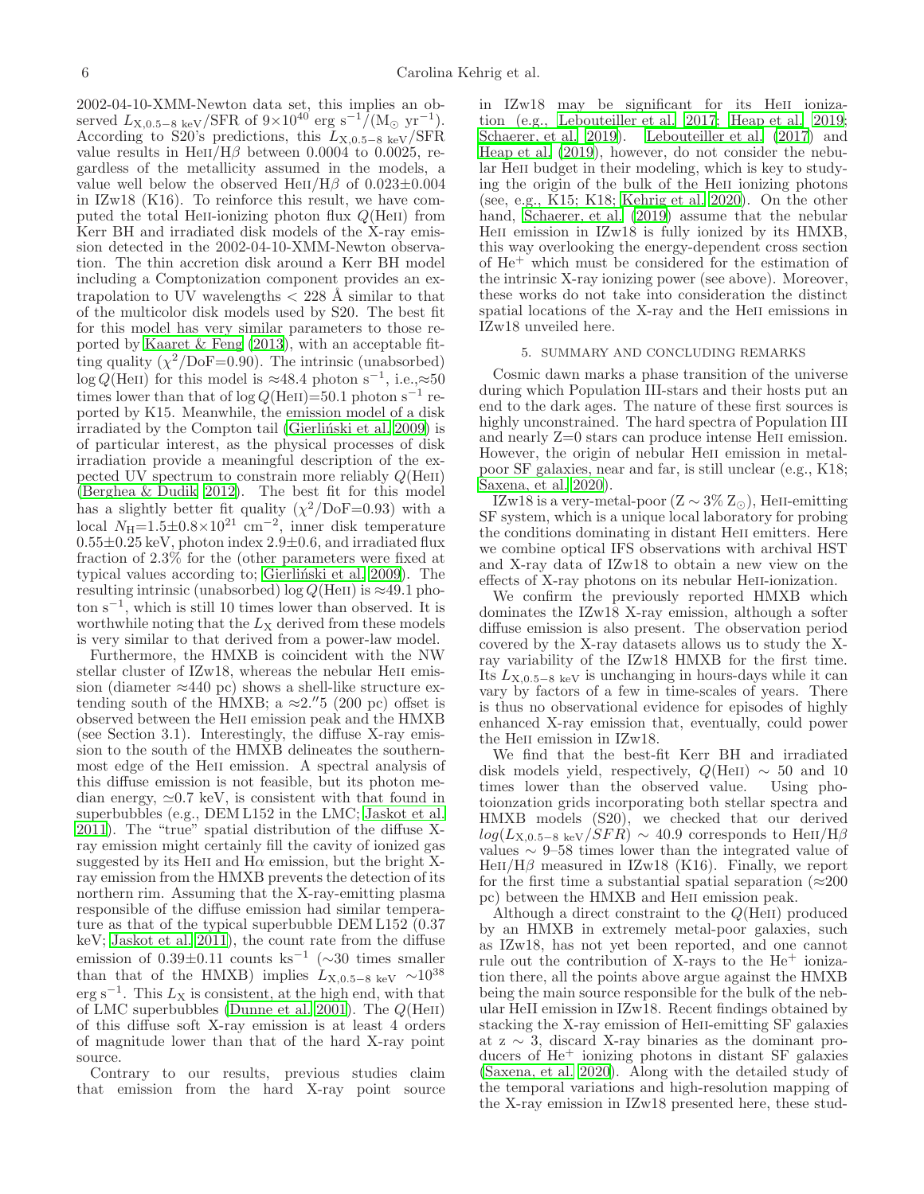2002-04-10-XMM-Newton data set, this implies an observed $L_{\rm X,0.5-8~keV}$/SFR of $9\times10^{40}$ erg s$^{-1}$/(M$_\odot$ yr$^{-1}$). According to S20's predictions, this $L_{\rm X,0.5-8~keV}$/SFR value results in HeII/H$\beta$ between 0.0004 to 0.0025, regardless of the metallicity assumed in the models, a value well below the observed HeII/H$\beta$ of 0.023±0.004 in IZw18 (K16). To reinforce this result, we have computed the total HeII-ionizing photon flux $Q$(HeII) from Kerr BH and irradiated disk models of the X-ray emission detected in the 2002-04-10-XMM-Newton observation. The thin accretion disk around a Kerr BH model including a Comptonization component provides an extrapolation to UV wavelengths < 228 Å similar to that of the multicolor disk models used by S20. The best fit for this model has very similar parameters to those reported by Kaaret & Feng (2013), with an acceptable fitting quality ($\chi^2$/DoF=0.90). The intrinsic (unabsorbed) log $Q$(HeII) for this model is ≈48.4 photon s$^{-1}$, i.e.,≈50 times lower than that of log $Q$(HeII)=50.1 photon s$^{-1}$ reported by K15. Meanwhile, the emission model of a disk irradiated by the Compton tail (Gierliński et al. 2009) is of particular interest, as the physical processes of disk irradiation provide a meaningful description of the expected UV spectrum to constrain more reliably $Q$(HeII) (Berghea & Dudik 2012). The best fit for this model has a slightly better fit quality ($\chi^2$/DoF=0.93) with a local $N_{\rm H}$=1.5±0.8×10$^{21}$ cm$^{-2}$, inner disk temperature 0.55±0.25 keV, photon index 2.9±0.6, and irradiated flux fraction of 2.3% for the (other parameters were fixed at typical values according to; Gierliński et al. 2009). The resulting intrinsic (unabsorbed) log $Q$(HeII) is ≈49.1 photon s$^{-1}$, which is still 10 times lower than observed. It is worthwhile noting that the $L_{\rm X}$ derived from these models is very similar to that derived from a power-law model.

Furthermore, the HMXB is coincident with the NW stellar cluster of IZw18, whereas the nebular HeII emission (diameter ≈440 pc) shows a shell-like structure extending south of the HMXB; a ≈2.″5 (200 pc) offset is observed between the HeII emission peak and the HMXB (see Section 3.1). Interestingly, the diffuse X-ray emission to the south of the HMXB delineates the southernmost edge of the HeII emission. A spectral analysis of this diffuse emission is not feasible, but its photon median energy, ≃0.7 keV, is consistent with that found in superbubbles (e.g., DEM L152 in the LMC; Jaskot et al. 2011). The "true" spatial distribution of the diffuse X-ray emission might certainly fill the cavity of ionized gas suggested by its HeII and H$\alpha$ emission, but the bright X-ray emission from the HMXB prevents the detection of its northern rim. Assuming that the X-ray-emitting plasma responsible of the diffuse emission had similar temperature as that of the typical superbubble DEM L152 (0.37 keV; Jaskot et al. 2011), the count rate from the diffuse emission of 0.39±0.11 counts ks$^{-1}$ (∼30 times smaller than that of the HMXB) implies $L_{\rm X,0.5-8~keV}$ ∼$10^{38}$ erg s$^{-1}$. This $L_{\rm X}$ is consistent, at the high end, with that of LMC superbubbles (Dunne et al. 2001). The $Q$(HeII) of this diffuse soft X-ray emission is at least 4 orders of magnitude lower than that of the hard X-ray point source.

Contrary to our results, previous studies claim that emission from the hard X-ray point source in IZw18 may be significant for its HeII ionization (e.g., Lebouteiller et al. 2017; Heap et al. 2019; Schaerer, et al. 2019). Lebouteiller et al. (2017) and Heap et al. (2019), however, do not consider the nebular HeII budget in their modeling, which is key to studying the origin of the bulk of the HeII ionizing photons (see, e.g., K15; K18; Kehrig et al. 2020). On the other hand, Schaerer, et al. (2019) assume that the nebular HeII emission in IZw18 is fully ionized by its HMXB, this way overlooking the energy-dependent cross section of He$^+$ which must be considered for the estimation of the intrinsic X-ray ionizing power (see above). Moreover, these works do not take into consideration the distinct spatial locations of the X-ray and the HeII emissions in IZw18 unveiled here.

## 5. SUMMARY AND CONCLUDING REMARKS

Cosmic dawn marks a phase transition of the universe during which Population III-stars and their hosts put an end to the dark ages. The nature of these first sources is highly unconstrained. The hard spectra of Population III and nearly Z=0 stars can produce intense HeII emission. However, the origin of nebular HeII emission in metal-poor SF galaxies, near and far, is still unclear (e.g., K18; Saxena, et al. 2020).

IZw18 is a very-metal-poor (Z ∼ 3% Z$_\odot$), HeII-emitting SF system, which is a unique local laboratory for probing the conditions dominating in distant HeII emitters. Here we combine optical IFS observations with archival HST and X-ray data of IZw18 to obtain a new view on the effects of X-ray photons on its nebular HeII-ionization.

We confirm the previously reported HMXB which dominates the IZw18 X-ray emission, although a softer diffuse emission is also present. The observation period covered by the X-ray datasets allows us to study the X-ray variability of the IZw18 HMXB for the first time. Its $L_{\rm X,0.5-8~keV}$ is unchanging in hours-days while it can vary by factors of a few in time-scales of years. There is thus no observational evidence for episodes of highly enhanced X-ray emission that, eventually, could power the HeII emission in IZw18.

We find that the best-fit Kerr BH and irradiated disk models yield, respectively, $Q$(HeII) ∼ 50 and 10 times lower than the observed value. Using photoionzation grids incorporating both stellar spectra and HMXB models (S20), we checked that our derived $log(L_{\rm X,0.5-8~keV}/SFR)$ ∼ 40.9 corresponds to HeII/H$\beta$ values ∼ 9–58 times lower than the integrated value of HeII/H$\beta$ measured in IZw18 (K16). Finally, we report for the first time a substantial spatial separation (≈200 pc) between the HMXB and HeII emission peak.

Although a direct constraint to the $Q$(HeII) produced by an HMXB in extremely metal-poor galaxies, such as IZw18, has not yet been reported, and one cannot rule out the contribution of X-rays to the He$^+$ ionization there, all the points above argue against the HMXB being the main source responsible for the bulk of the nebular HeII emission in IZw18. Recent findings obtained by stacking the X-ray emission of HeII-emitting SF galaxies at z ∼ 3, discard X-ray binaries as the dominant producers of He$^+$ ionizing photons in distant SF galaxies (Saxena, et al. 2020). Along with the detailed study of the temporal variations and high-resolution mapping of the X-ray emission in IZw18 presented here, these stud-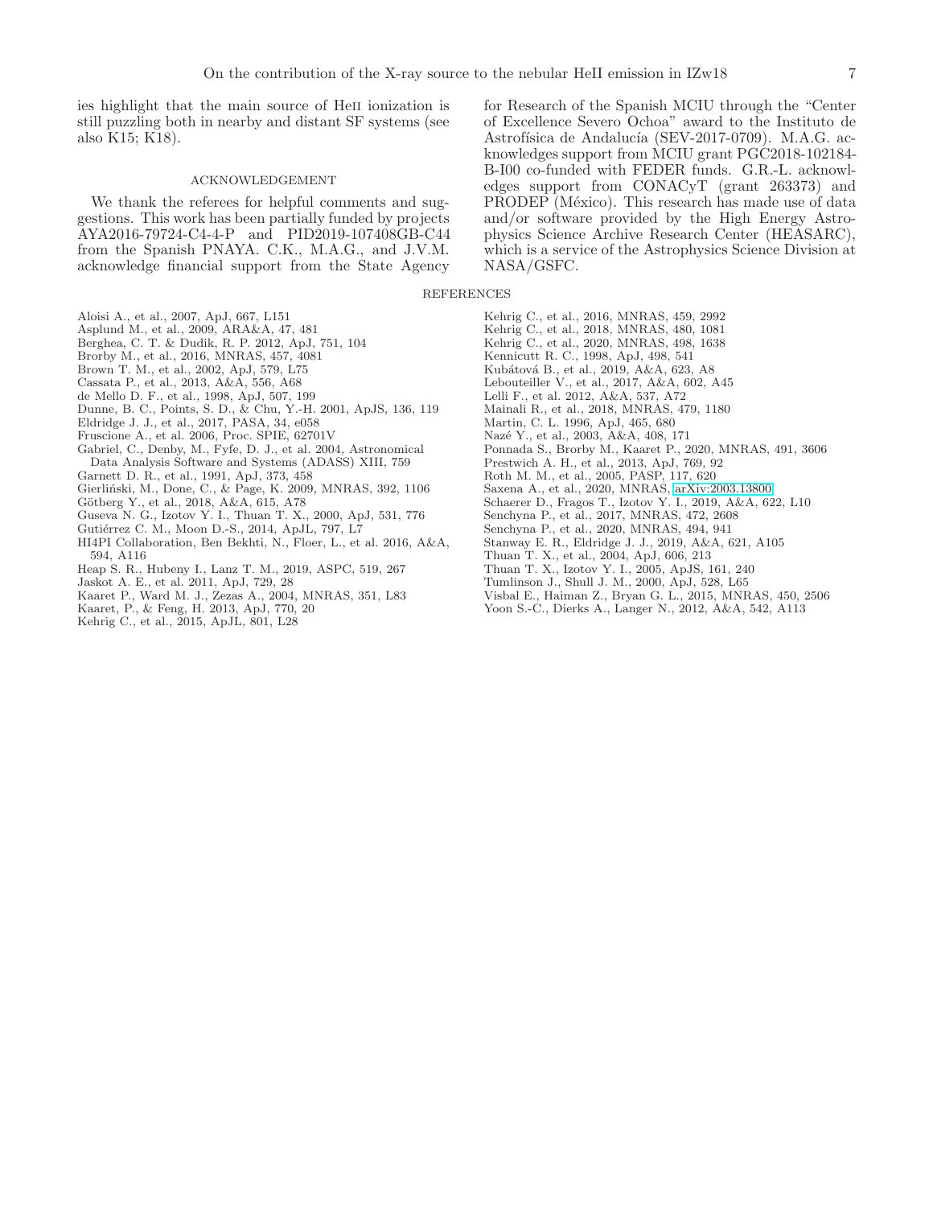ies highlight that the main source of HeII ionization is still puzzling both in nearby and distant SF systems (see also K15; K18).

## ACKNOWLEDGEMENT

We thank the referees for helpful comments and suggestions. This work has been partially funded by projects AYA2016-79724-C4-4-P and PID2019-107408GB-C44 from the Spanish PNAYA. C.K., M.A.G., and J.V.M. acknowledge financial support from the State Agency for Research of the Spanish MCIU through the "Center of Excellence Severo Ochoa" award to the Instituto de Astrofísica de Andalucía (SEV-2017-0709). M.A.G. acknowledges support from MCIU grant PGC2018-102184-B-I00 co-funded with FEDER funds. G.R.-L. acknowledges support from CONACyT (grant 263373) and PRODEP (México). This research has made use of data and/or software provided by the High Energy Astrophysics Science Archive Research Center (HEASARC), which is a service of the Astrophysics Science Division at NASA/GSFC.

## REFERENCES

Aloisi A., et al., 2007, ApJ, 667, L151
Asplund M., et al., 2009, ARA&A, 47, 481
Berghea, C. T. & Dudik, R. P. 2012, ApJ, 751, 104
Brorby M., et al., 2016, MNRAS, 457, 4081
Brown T. M., et al., 2002, ApJ, 579, L75
Cassata P., et al., 2013, A&A, 556, A68
de Mello D. F., et al., 1998, ApJ, 507, 199
Dunne, B. C., Points, S. D., & Chu, Y.-H. 2001, ApJS, 136, 119
Eldridge J. J., et al., 2017, PASA, 34, e058
Fruscione A., et al. 2006, Proc. SPIE, 62701V
Gabriel, C., Denby, M., Fyfe, D. J., et al. 2004, Astronomical Data Analysis Software and Systems (ADASS) XIII, 759
Garnett D. R., et al., 1991, ApJ, 373, 458
Gierliński, M., Done, C., & Page, K. 2009, MNRAS, 392, 1106
Götberg Y., et al., 2018, A&A, 615, A78
Guseva N. G., Izotov Y. I., Thuan T. X., 2000, ApJ, 531, 776
Gutiérrez C. M., Moon D.-S., 2014, ApJL, 797, L7
HI4PI Collaboration, Ben Bekhti, N., Floer, L., et al. 2016, A&A, 594, A116
Heap S. R., Hubeny I., Lanz T. M., 2019, ASPC, 519, 267
Jaskot A. E., et al. 2011, ApJ, 729, 28
Kaaret P., Ward M. J., Zezas A., 2004, MNRAS, 351, L83
Kaaret, P., & Feng, H. 2013, ApJ, 770, 20
Kehrig C., et al., 2015, ApJL, 801, L28
Kehrig C., et al., 2016, MNRAS, 459, 2992
Kehrig C., et al., 2018, MNRAS, 480, 1081
Kehrig C., et al., 2020, MNRAS, 498, 1638
Kennicutt R. C., 1998, ApJ, 498, 541
Kubátová B., et al., 2019, A&A, 623, A8
Lebouteiller V., et al., 2017, A&A, 602, A45
Lelli F., et al. 2012, A&A, 537, A72
Mainali R., et al., 2018, MNRAS, 479, 1180
Martin, C. L. 1996, ApJ, 465, 680
Nazé Y., et al., 2003, A&A, 408, 171
Ponnada S., Brorby M., Kaaret P., 2020, MNRAS, 491, 3606
Prestwich A. H., et al., 2013, ApJ, 769, 92
Roth M. M., et al., 2005, PASP, 117, 620
Saxena A., et al., 2020, MNRAS, arXiv:2003.13800
Schaerer D., Fragos T., Izotov Y. I., 2019, A&A, 622, L10
Senchyna P., et al., 2017, MNRAS, 472, 2608
Senchyna P., et al., 2020, MNRAS, 494, 941
Stanway E. R., Eldridge J. J., 2019, A&A, 621, A105
Thuan T. X., et al., 2004, ApJ, 606, 213
Thuan T. X., Izotov Y. I., 2005, ApJS, 161, 240
Tumlinson J., Shull J. M., 2000, ApJ, 528, L65
Visbal E., Haiman Z., Bryan G. L., 2015, MNRAS, 450, 2506
Yoon S.-C., Dierks A., Langer N., 2012, A&A, 542, A113